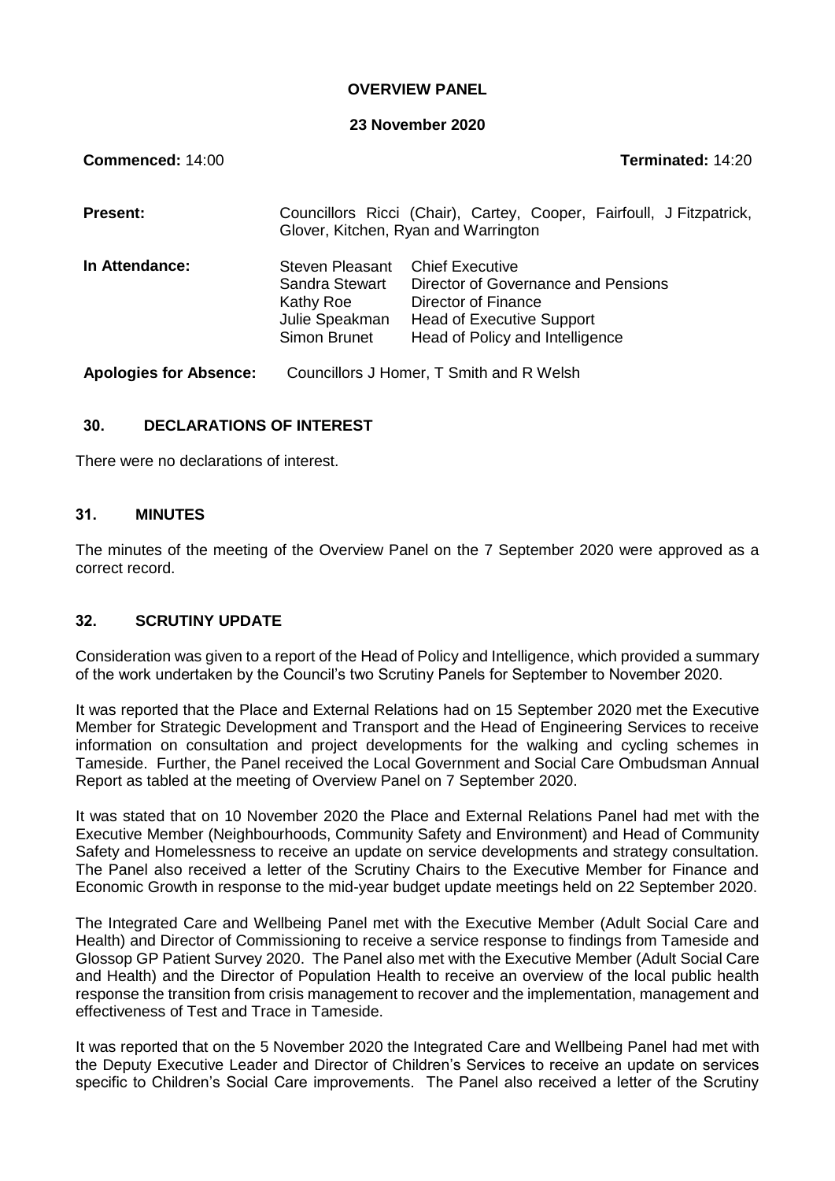**OVERVIEW PANEL**

**23 November 2020**

**Commenced:** 14:00 **Terminated:** 14:20

**Present:** Councillors Ricci (Chair), Cartey, Cooper, Fairfoull, J Fitzpatrick, Glover, Kitchen, Ryan and Warrington

**In Attendance:**

| | |
|---|---|
| Steven Pleasant | Chief Executive |
| Sandra Stewart | Director of Governance and Pensions |
| Kathy Roe | Director of Finance |
| Julie Speakman | Head of Executive Support |
| Simon Brunet | Head of Policy and Intelligence |

**Apologies for Absence:** Councillors J Homer, T Smith and R Welsh

## 30. DECLARATIONS OF INTEREST

There were no declarations of interest.

## 31. MINUTES

The minutes of the meeting of the Overview Panel on the 7 September 2020 were approved as a correct record.

## 32. SCRUTINY UPDATE

Consideration was given to a report of the Head of Policy and Intelligence, which provided a summary of the work undertaken by the Council's two Scrutiny Panels for September to November 2020.

It was reported that the Place and External Relations had on 15 September 2020 met the Executive Member for Strategic Development and Transport and the Head of Engineering Services to receive information on consultation and project developments for the walking and cycling schemes in Tameside. Further, the Panel received the Local Government and Social Care Ombudsman Annual Report as tabled at the meeting of Overview Panel on 7 September 2020.

It was stated that on 10 November 2020 the Place and External Relations Panel had met with the Executive Member (Neighbourhoods, Community Safety and Environment) and Head of Community Safety and Homelessness to receive an update on service developments and strategy consultation. The Panel also received a letter of the Scrutiny Chairs to the Executive Member for Finance and Economic Growth in response to the mid-year budget update meetings held on 22 September 2020.

The Integrated Care and Wellbeing Panel met with the Executive Member (Adult Social Care and Health) and Director of Commissioning to receive a service response to findings from Tameside and Glossop GP Patient Survey 2020. The Panel also met with the Executive Member (Adult Social Care and Health) and the Director of Population Health to receive an overview of the local public health response the transition from crisis management to recover and the implementation, management and effectiveness of Test and Trace in Tameside.

It was reported that on the 5 November 2020 the Integrated Care and Wellbeing Panel had met with the Deputy Executive Leader and Director of Children's Services to receive an update on services specific to Children's Social Care improvements. The Panel also received a letter of the Scrutiny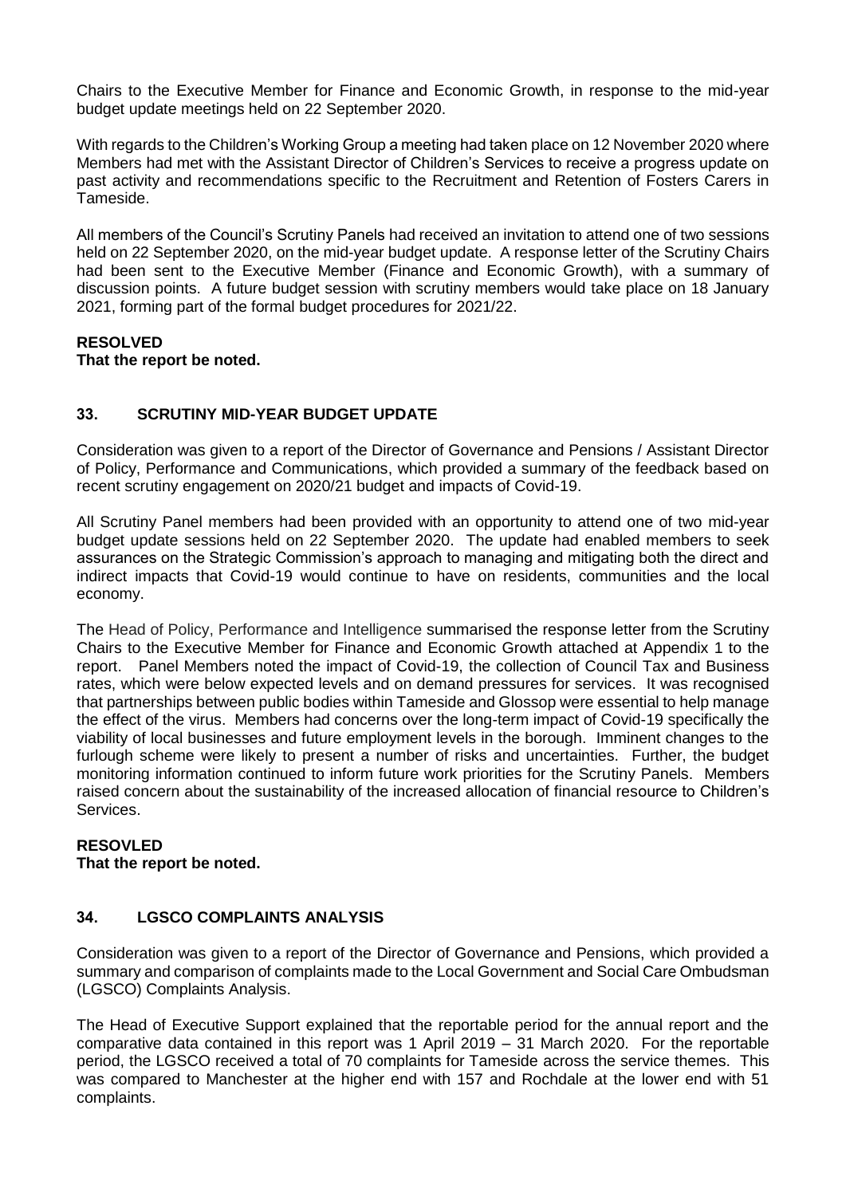Chairs to the Executive Member for Finance and Economic Growth, in response to the mid-year budget update meetings held on 22 September 2020.

With regards to the Children's Working Group a meeting had taken place on 12 November 2020 where Members had met with the Assistant Director of Children's Services to receive a progress update on past activity and recommendations specific to the Recruitment and Retention of Fosters Carers in Tameside.

All members of the Council's Scrutiny Panels had received an invitation to attend one of two sessions held on 22 September 2020, on the mid-year budget update. A response letter of the Scrutiny Chairs had been sent to the Executive Member (Finance and Economic Growth), with a summary of discussion points. A future budget session with scrutiny members would take place on 18 January 2021, forming part of the formal budget procedures for 2021/22.

**RESOLVED**
**That the report be noted.**

## 33. SCRUTINY MID-YEAR BUDGET UPDATE

Consideration was given to a report of the Director of Governance and Pensions / Assistant Director of Policy, Performance and Communications, which provided a summary of the feedback based on recent scrutiny engagement on 2020/21 budget and impacts of Covid-19.

All Scrutiny Panel members had been provided with an opportunity to attend one of two mid-year budget update sessions held on 22 September 2020. The update had enabled members to seek assurances on the Strategic Commission's approach to managing and mitigating both the direct and indirect impacts that Covid-19 would continue to have on residents, communities and the local economy.

The Head of Policy, Performance and Intelligence summarised the response letter from the Scrutiny Chairs to the Executive Member for Finance and Economic Growth attached at Appendix 1 to the report. Panel Members noted the impact of Covid-19, the collection of Council Tax and Business rates, which were below expected levels and on demand pressures for services. It was recognised that partnerships between public bodies within Tameside and Glossop were essential to help manage the effect of the virus. Members had concerns over the long-term impact of Covid-19 specifically the viability of local businesses and future employment levels in the borough. Imminent changes to the furlough scheme were likely to present a number of risks and uncertainties. Further, the budget monitoring information continued to inform future work priorities for the Scrutiny Panels. Members raised concern about the sustainability of the increased allocation of financial resource to Children's Services.

**RESOVLED**
**That the report be noted.**

## 34. LGSCO COMPLAINTS ANALYSIS

Consideration was given to a report of the Director of Governance and Pensions, which provided a summary and comparison of complaints made to the Local Government and Social Care Ombudsman (LGSCO) Complaints Analysis.

The Head of Executive Support explained that the reportable period for the annual report and the comparative data contained in this report was 1 April 2019 – 31 March 2020. For the reportable period, the LGSCO received a total of 70 complaints for Tameside across the service themes. This was compared to Manchester at the higher end with 157 and Rochdale at the lower end with 51 complaints.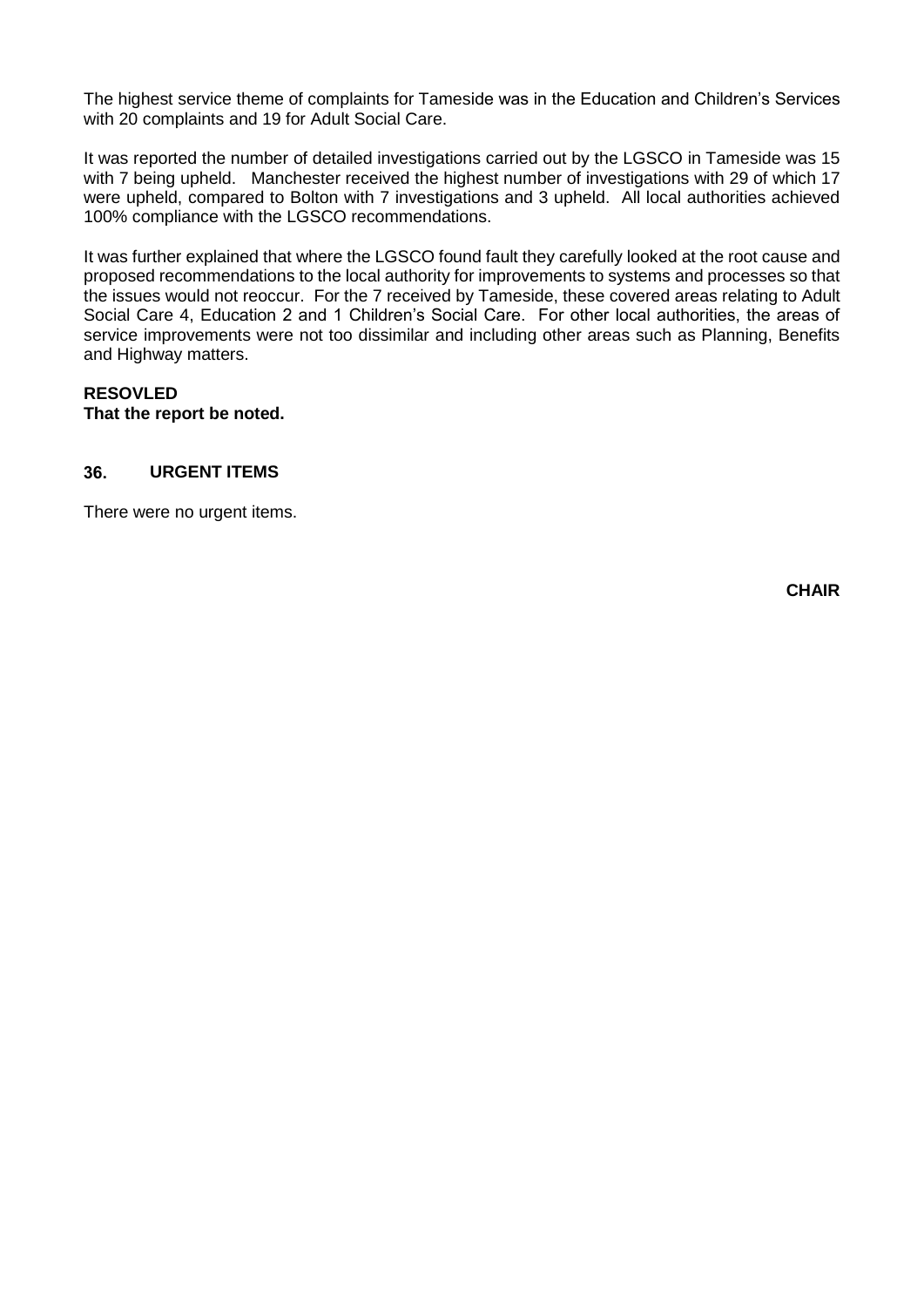The highest service theme of complaints for Tameside was in the Education and Children's Services with 20 complaints and 19 for Adult Social Care.

It was reported the number of detailed investigations carried out by the LGSCO in Tameside was 15 with 7 being upheld. Manchester received the highest number of investigations with 29 of which 17 were upheld, compared to Bolton with 7 investigations and 3 upheld. All local authorities achieved 100% compliance with the LGSCO recommendations.

It was further explained that where the LGSCO found fault they carefully looked at the root cause and proposed recommendations to the local authority for improvements to systems and processes so that the issues would not reoccur. For the 7 received by Tameside, these covered areas relating to Adult Social Care 4, Education 2 and 1 Children's Social Care. For other local authorities, the areas of service improvements were not too dissimilar and including other areas such as Planning, Benefits and Highway matters.

**RESOVLED**
**That the report be noted.**

## 36. URGENT ITEMS

There were no urgent items.

**CHAIR**